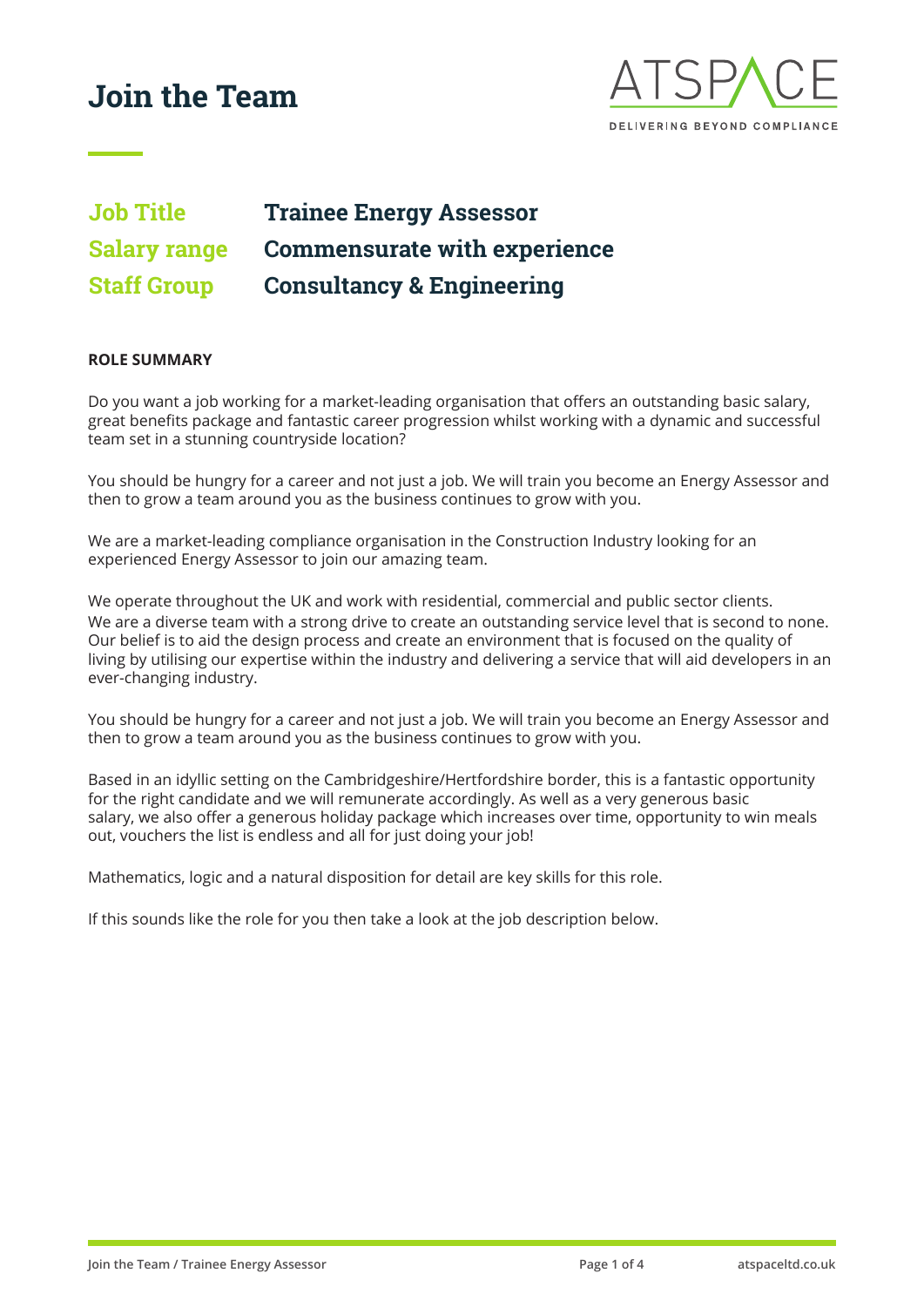# Join the Team

ATSPACE
DELIVERING BEYOND COMPLIANCE

| | |
|---|---|
| **Job Title** | **Trainee Energy Assessor** |
| **Salary range** | **Commensurate with experience** |
| **Staff Group** | **Consultancy & Engineering** |

**ROLE SUMMARY**

Do you want a job working for a market-leading organisation that offers an outstanding basic salary, great benefits package and fantastic career progression whilst working with a dynamic and successful team set in a stunning countryside location?

You should be hungry for a career and not just a job. We will train you become an Energy Assessor and then to grow a team around you as the business continues to grow with you.

We are a market-leading compliance organisation in the Construction Industry looking for an experienced Energy Assessor to join our amazing team.

We operate throughout the UK and work with residential, commercial and public sector clients. We are a diverse team with a strong drive to create an outstanding service level that is second to none. Our belief is to aid the design process and create an environment that is focused on the quality of living by utilising our expertise within the industry and delivering a service that will aid developers in an ever-changing industry.

You should be hungry for a career and not just a job. We will train you become an Energy Assessor and then to grow a team around you as the business continues to grow with you.

Based in an idyllic setting on the Cambridgeshire/Hertfordshire border, this is a fantastic opportunity for the right candidate and we will remunerate accordingly. As well as a very generous basic salary, we also offer a generous holiday package which increases over time, opportunity to win meals out, vouchers the list is endless and all for just doing your job!

Mathematics, logic and a natural disposition for detail are key skills for this role.

If this sounds like the role for you then take a look at the job description below.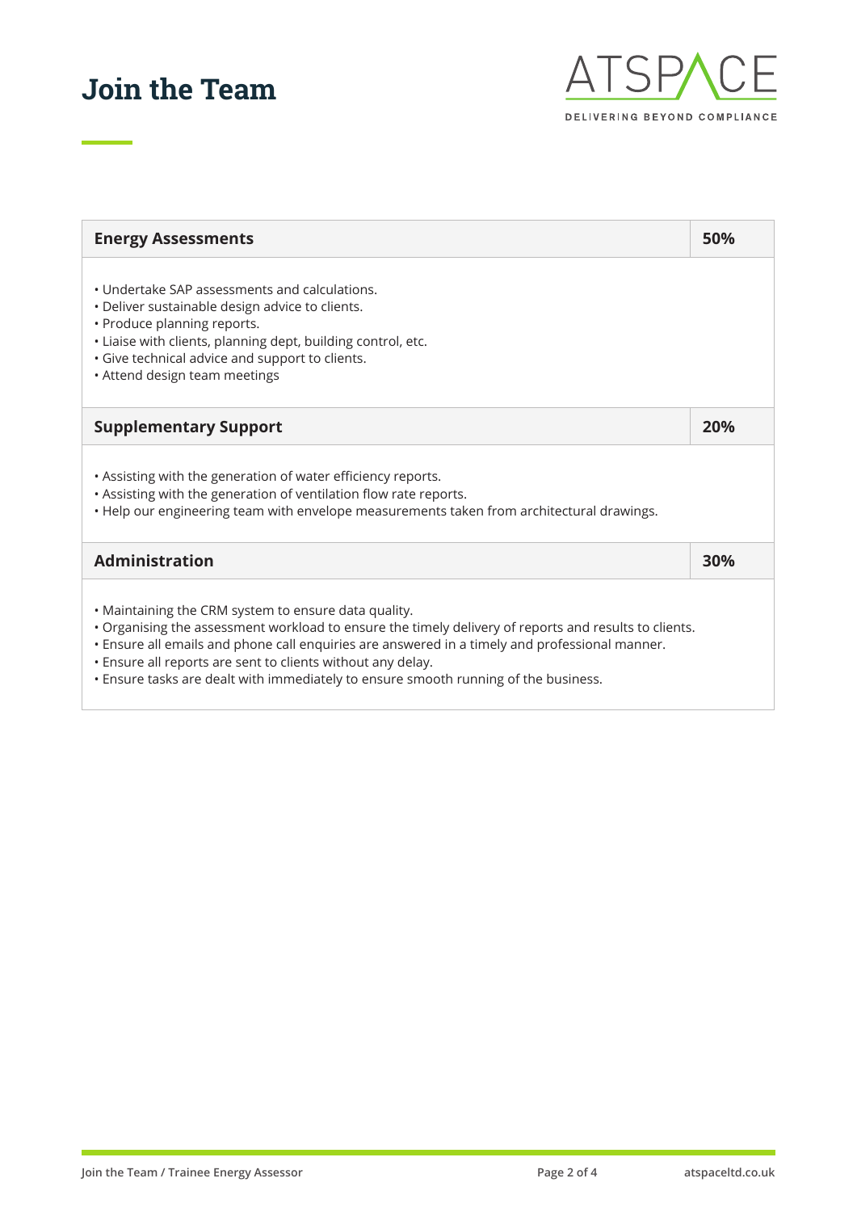# Join the Team

ATSPACE
DELIVERING BEYOND COMPLIANCE

| Energy Assessments | 50% |
|---|---|
| • Undertake SAP assessments and calculations.<br>• Deliver sustainable design advice to clients.<br>• Produce planning reports.<br>• Liaise with clients, planning dept, building control, etc.<br>• Give technical advice and support to clients.<br>• Attend design team meetings | |
| **Supplementary Support** | **20%** |
| • Assisting with the generation of water efficiency reports.<br>• Assisting with the generation of ventilation flow rate reports.<br>• Help our engineering team with envelope measurements taken from architectural drawings. | |
| **Administration** | **30%** |
| • Maintaining the CRM system to ensure data quality.<br>• Organising the assessment workload to ensure the timely delivery of reports and results to clients.<br>• Ensure all emails and phone call enquiries are answered in a timely and professional manner.<br>• Ensure all reports are sent to clients without any delay.<br>• Ensure tasks are dealt with immediately to ensure smooth running of the business. | |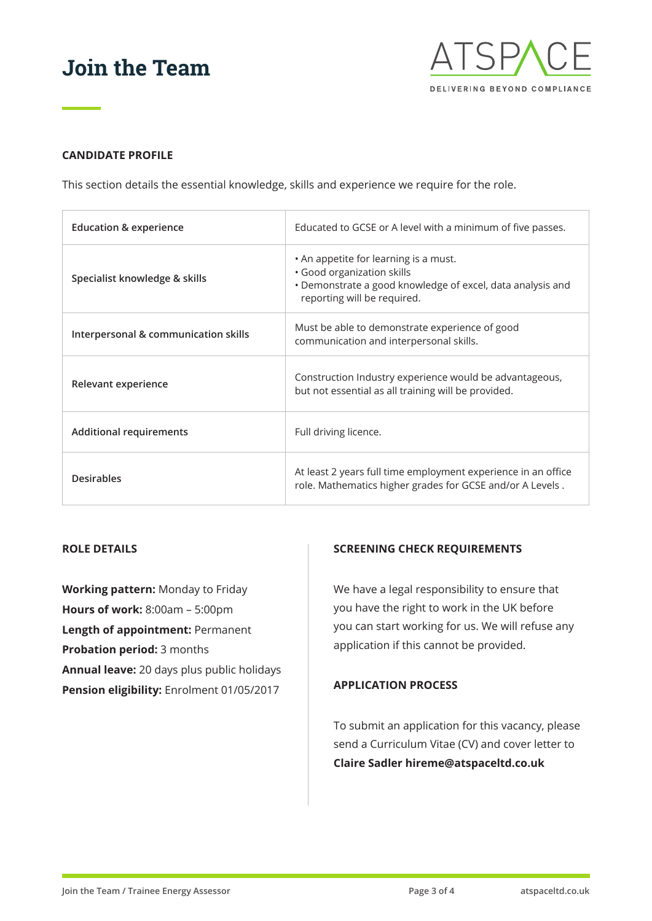# Join the Team

ATSPACE
DELIVERING BEYOND COMPLIANCE

## CANDIDATE PROFILE

This section details the essential knowledge, skills and experience we require for the role.

| | |
|---|---|
| **Education & experience** | Educated to GCSE or A level with a minimum of five passes. |
| **Specialist knowledge & skills** | • An appetite for learning is a must.<br>• Good organization skills<br>• Demonstrate a good knowledge of excel, data analysis and reporting will be required. |
| **Interpersonal & communication skills** | Must be able to demonstrate experience of good communication and interpersonal skills. |
| **Relevant experience** | Construction Industry experience would be advantageous, but not essential as all training will be provided. |
| **Additional requirements** | Full driving licence. |
| **Desirables** | At least 2 years full time employment experience in an office role. Mathematics higher grades for GCSE and/or A Levels . |

## ROLE DETAILS

**Working pattern:** Monday to Friday
**Hours of work:** 8:00am – 5:00pm
**Length of appointment:** Permanent
**Probation period:** 3 months
**Annual leave:** 20 days plus public holidays
**Pension eligibility:** Enrolment 01/05/2017

## SCREENING CHECK REQUIREMENTS

We have a legal responsibility to ensure that you have the right to work in the UK before you can start working for us. We will refuse any application if this cannot be provided.

## APPLICATION PROCESS

To submit an application for this vacancy, please send a Curriculum Vitae (CV) and cover letter to **Claire Sadler hireme@atspaceltd.co.uk**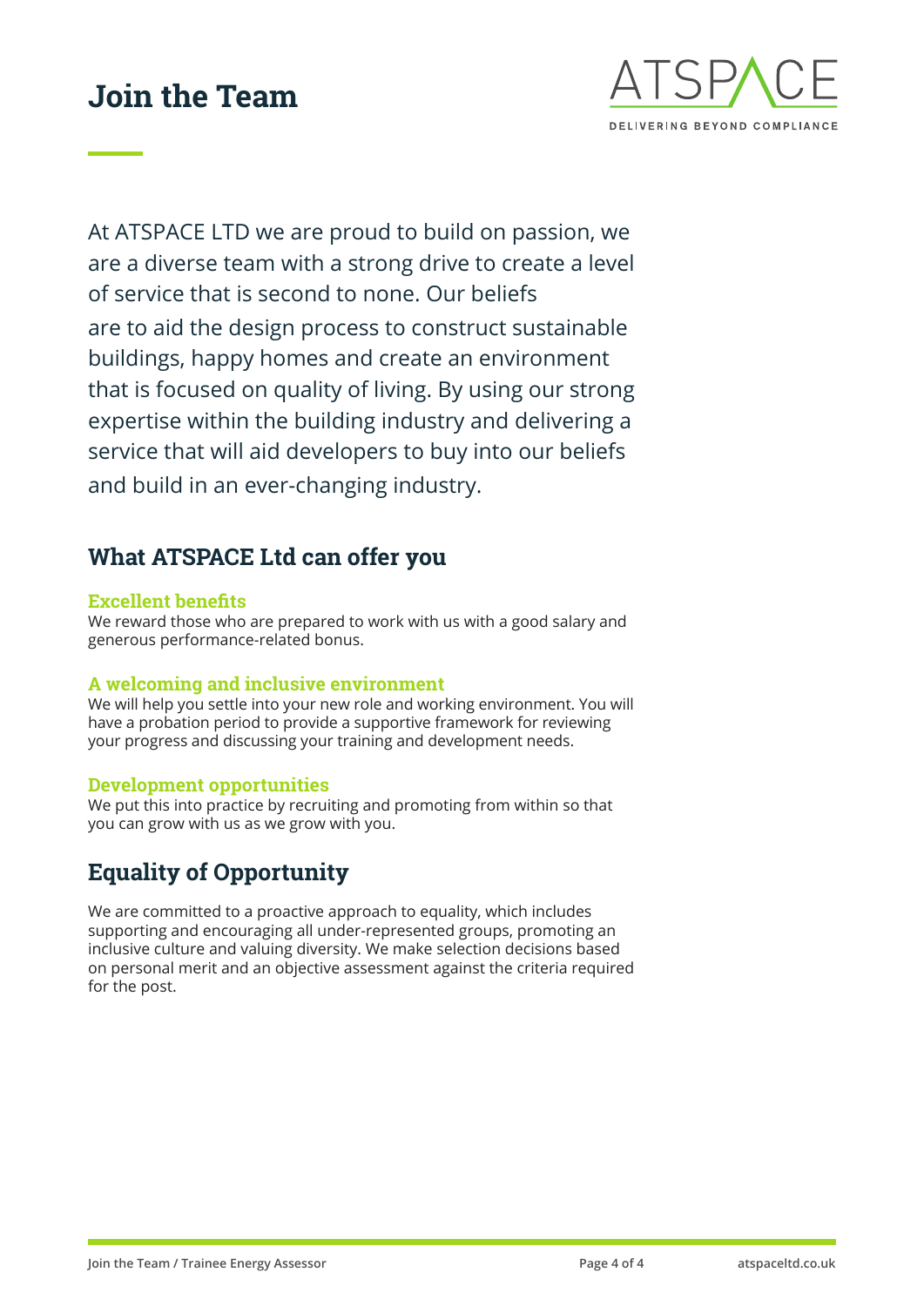# Join the Team

ATSPACE
DELIVERING BEYOND COMPLIANCE

At ATSPACE LTD we are proud to build on passion, we are a diverse team with a strong drive to create a level of service that is second to none. Our beliefs are to aid the design process to construct sustainable buildings, happy homes and create an environment that is focused on quality of living. By using our strong expertise within the building industry and delivering a service that will aid developers to buy into our beliefs and build in an ever-changing industry.

## What ATSPACE Ltd can offer you

### Excellent benefits

We reward those who are prepared to work with us with a good salary and generous performance-related bonus.

### A welcoming and inclusive environment

We will help you settle into your new role and working environment. You will have a probation period to provide a supportive framework for reviewing your progress and discussing your training and development needs.

### Development opportunities

We put this into practice by recruiting and promoting from within so that you can grow with us as we grow with you.

## Equality of Opportunity

We are committed to a proactive approach to equality, which includes supporting and encouraging all under-represented groups, promoting an inclusive culture and valuing diversity. We make selection decisions based on personal merit and an objective assessment against the criteria required for the post.